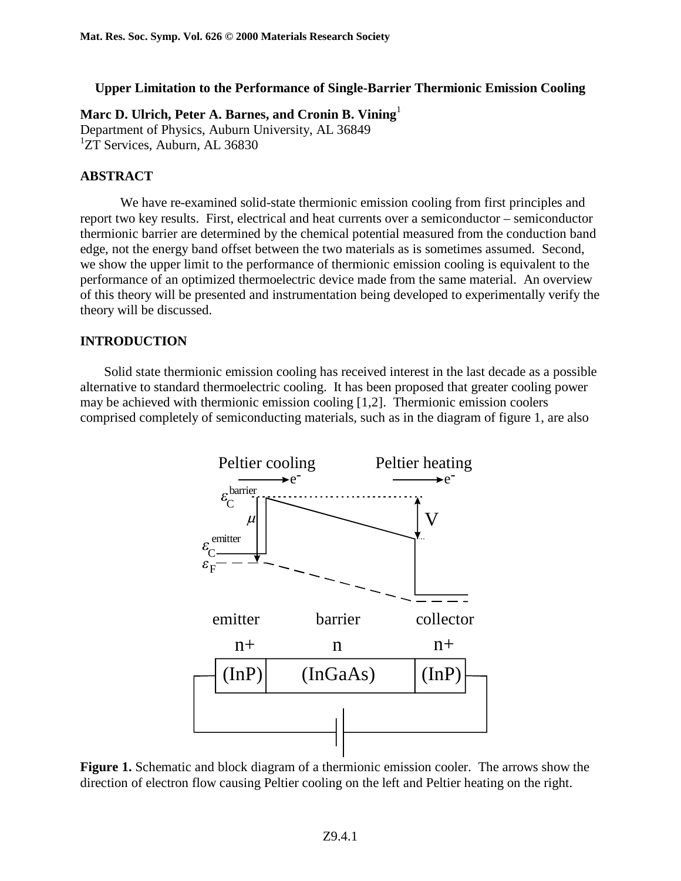# Upper Limitation to the Performance of Single-Barrier Thermionic Emission Cooling

**Marc D. Ulrich, Peter A. Barnes, and Cronin B. Vining**[1]
Department of Physics, Auburn University, AL 36849
[1]ZT Services, Auburn, AL 36830

## ABSTRACT

We have re-examined solid-state thermionic emission cooling from first principles and report two key results. First, electrical and heat currents over a semiconductor – semiconductor thermionic barrier are determined by the chemical potential measured from the conduction band edge, not the energy band offset between the two materials as is sometimes assumed. Second, we show the upper limit to the performance of thermionic emission cooling is equivalent to the performance of an optimized thermoelectric device made from the same material. An overview of this theory will be presented and instrumentation being developed to experimentally verify the theory will be discussed.

## INTRODUCTION

Solid state thermionic emission cooling has received interest in the last decade as a possible alternative to standard thermoelectric cooling. It has been proposed that greater cooling power may be achieved with thermionic emission cooling [1,2]. Thermionic emission coolers comprised completely of semiconducting materials, such as in the diagram of figure 1, are also

**Figure 1.** Schematic and block diagram of a thermionic emission cooler. The arrows show the direction of electron flow causing Peltier cooling on the left and Peltier heating on the right.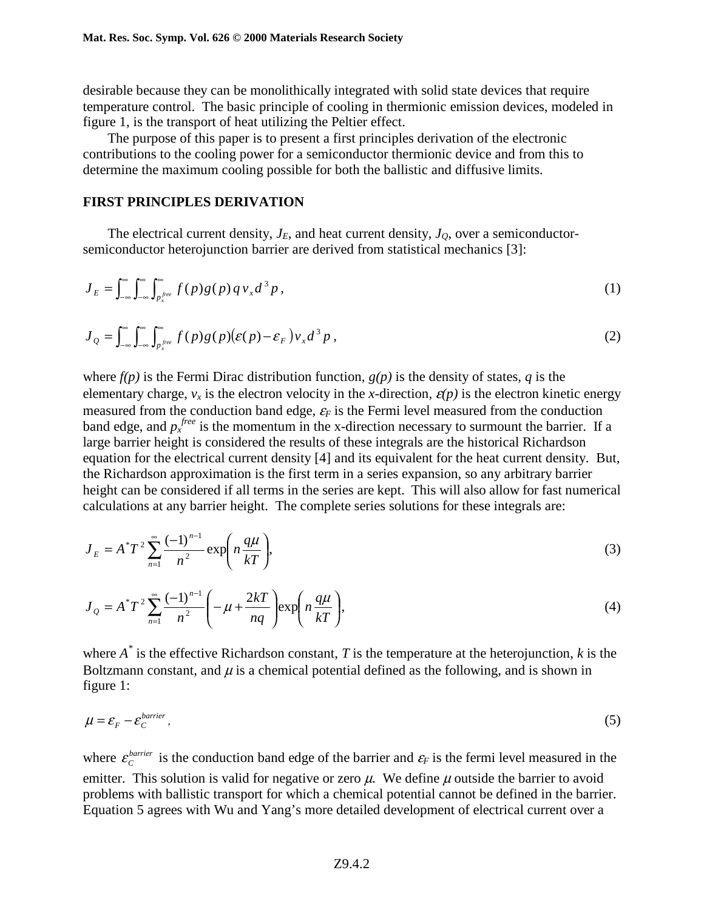desirable because they can be monolithically integrated with solid state devices that require temperature control. The basic principle of cooling in thermionic emission devices, modeled in figure 1, is the transport of heat utilizing the Peltier effect.

The purpose of this paper is to present a first principles derivation of the electronic contributions to the cooling power for a semiconductor thermionic device and from this to determine the maximum cooling possible for both the ballistic and diffusive limits.

## FIRST PRINCIPLES DERIVATION

The electrical current density, $J_E$, and heat current density, $J_Q$, over a semiconductor-semiconductor heterojunction barrier are derived from statistical mechanics [3]:

$$J_E = \int_{-\infty}^{\infty}\int_{-\infty}^{\infty}\int_{p_x^{free}}^{\infty} f(p)g(p)\, q\, v_x\, d^3p\,, \tag{1}$$

$$J_Q = \int_{-\infty}^{\infty}\int_{-\infty}^{\infty}\int_{p_x^{free}}^{\infty} f(p)g(p)\left(\varepsilon(p)-\varepsilon_F\right)v_x\, d^3p\,, \tag{2}$$

where *f(p)* is the Fermi Dirac distribution function, *g(p)* is the density of states, *q* is the elementary charge, $v_x$ is the electron velocity in the *x*-direction, $\varepsilon(p)$ is the electron kinetic energy measured from the conduction band edge, $\varepsilon_F$ is the Fermi level measured from the conduction band edge, and $p_x^{free}$ is the momentum in the x-direction necessary to surmount the barrier. If a large barrier height is considered the results of these integrals are the historical Richardson equation for the electrical current density [4] and its equivalent for the heat current density. But, the Richardson approximation is the first term in a series expansion, so any arbitrary barrier height can be considered if all terms in the series are kept. This will also allow for fast numerical calculations at any barrier height. The complete series solutions for these integrals are:

$$J_E = A^*T^2\sum_{n=1}^{\infty}\frac{(-1)^{n-1}}{n^2}\exp\left(n\frac{q\mu}{kT}\right), \tag{3}$$

$$J_Q = A^*T^2\sum_{n=1}^{\infty}\frac{(-1)^{n-1}}{n^2}\left(-\mu+\frac{2kT}{nq}\right)\exp\left(n\frac{q\mu}{kT}\right), \tag{4}$$

where $A^*$ is the effective Richardson constant, *T* is the temperature at the heterojunction, *k* is the Boltzmann constant, and $\mu$ is a chemical potential defined as the following, and is shown in figure 1:

$$\mu = \varepsilon_F - \varepsilon_C^{barrier}\,, \tag{5}$$

where $\varepsilon_C^{barrier}$ is the conduction band edge of the barrier and $\varepsilon_F$ is the fermi level measured in the emitter. This solution is valid for negative or zero $\mu$. We define $\mu$ outside the barrier to avoid problems with ballistic transport for which a chemical potential cannot be defined in the barrier. Equation 5 agrees with Wu and Yang's more detailed development of electrical current over a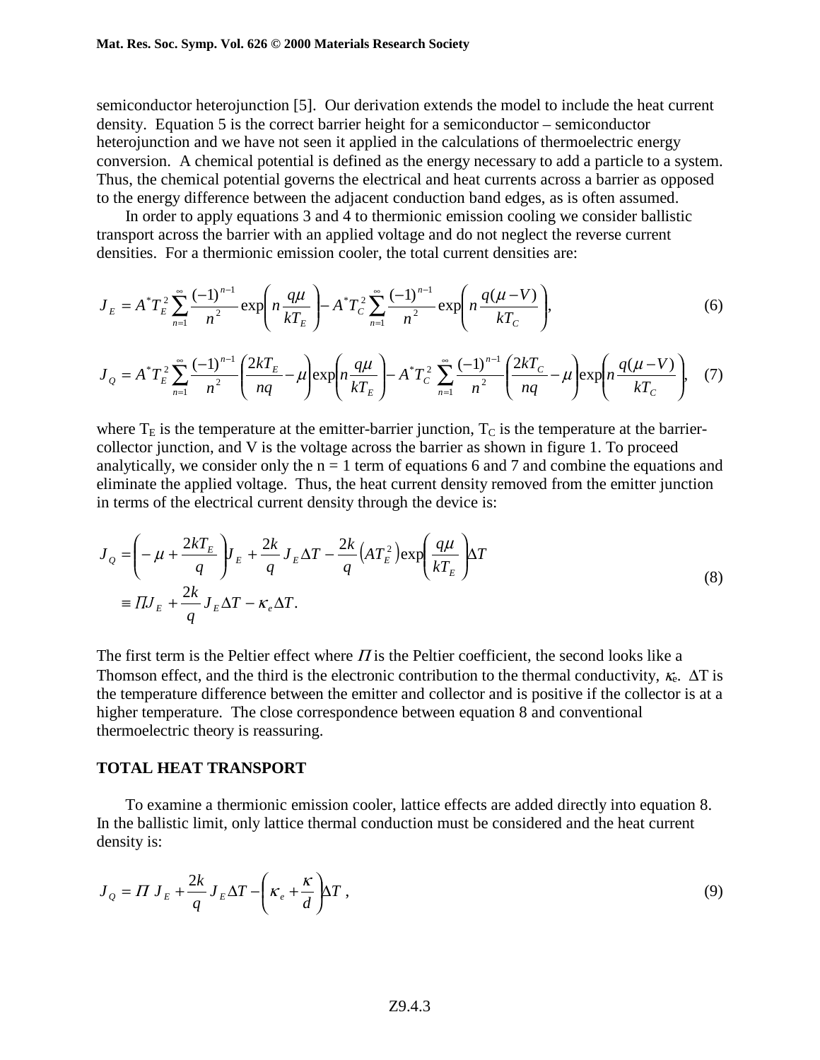semiconductor heterojunction [5]. Our derivation extends the model to include the heat current density. Equation 5 is the correct barrier height for a semiconductor – semiconductor heterojunction and we have not seen it applied in the calculations of thermoelectric energy conversion. A chemical potential is defined as the energy necessary to add a particle to a system. Thus, the chemical potential governs the electrical and heat currents across a barrier as opposed to the energy difference between the adjacent conduction band edges, as is often assumed.

In order to apply equations 3 and 4 to thermionic emission cooling we consider ballistic transport across the barrier with an applied voltage and do not neglect the reverse current densities. For a thermionic emission cooler, the total current densities are:

$$J_E = A^* T_E^2 \sum_{n=1}^{\infty} \frac{(-1)^{n-1}}{n^2} \exp\left( n \frac{q\mu}{kT_E} \right) - A^* T_C^2 \sum_{n=1}^{\infty} \frac{(-1)^{n-1}}{n^2} \exp\left( n \frac{q(\mu - V)}{kT_C} \right), \tag{6}$$

$$J_Q = A^* T_E^2 \sum_{n=1}^{\infty} \frac{(-1)^{n-1}}{n^2} \left( \frac{2kT_E}{nq} - \mu \right) \exp\left( n \frac{q\mu}{kT_E} \right) - A^* T_C^2 \sum_{n=1}^{\infty} \frac{(-1)^{n-1}}{n^2} \left( \frac{2kT_C}{nq} - \mu \right) \exp\left( n \frac{q(\mu - V)}{kT_C} \right), \tag{7}$$

where $T_E$ is the temperature at the emitter-barrier junction, $T_C$ is the temperature at the barrier-collector junction, and V is the voltage across the barrier as shown in figure 1. To proceed analytically, we consider only the n = 1 term of equations 6 and 7 and combine the equations and eliminate the applied voltage. Thus, the heat current density removed from the emitter junction in terms of the electrical current density through the device is:

$$\begin{aligned} J_Q &= \left( -\mu + \frac{2kT_E}{q} \right) J_E + \frac{2k}{q} J_E \Delta T - \frac{2k}{q} \left( A T_E^2 \right) \exp\left( \frac{q\mu}{kT_E} \right) \Delta T \\ &\equiv \Pi J_E + \frac{2k}{q} J_E \Delta T - \kappa_e \Delta T. \end{aligned} \tag{8}$$

The first term is the Peltier effect where $\Pi$ is the Peltier coefficient, the second looks like a Thomson effect, and the third is the electronic contribution to the thermal conductivity, $\kappa_e$. $\Delta T$ is the temperature difference between the emitter and collector and is positive if the collector is at a higher temperature. The close correspondence between equation 8 and conventional thermoelectric theory is reassuring.

## TOTAL HEAT TRANSPORT

To examine a thermionic emission cooler, lattice effects are added directly into equation 8. In the ballistic limit, only lattice thermal conduction must be considered and the heat current density is:

$$J_Q = \Pi \, J_E + \frac{2k}{q} J_E \Delta T - \left( \kappa_e + \frac{\kappa}{d} \right) \Delta T \ , \tag{9}$$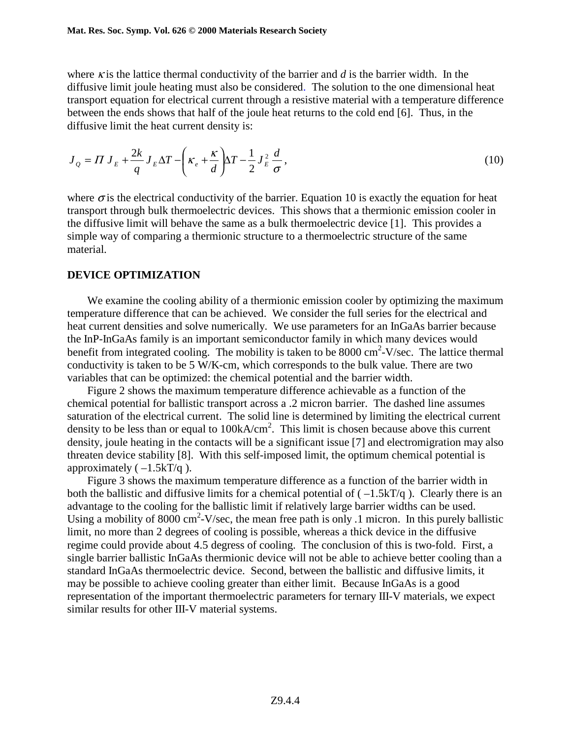where $\kappa$ is the lattice thermal conductivity of the barrier and $d$ is the barrier width. In the diffusive limit joule heating must also be considered. The solution to the one dimensional heat transport equation for electrical current through a resistive material with a temperature difference between the ends shows that half of the joule heat returns to the cold end [6]. Thus, in the diffusive limit the heat current density is:

$$J_Q = \Pi \, J_E + \frac{2k}{q} J_E \Delta T - \left( \kappa_e + \frac{\kappa}{d} \right) \Delta T - \frac{1}{2} J_E^2 \frac{d}{\sigma}, \tag{10}$$

where $\sigma$ is the electrical conductivity of the barrier. Equation 10 is exactly the equation for heat transport through bulk thermoelectric devices. This shows that a thermionic emission cooler in the diffusive limit will behave the same as a bulk thermoelectric device [1]. This provides a simple way of comparing a thermionic structure to a thermoelectric structure of the same material.

## DEVICE OPTIMIZATION

We examine the cooling ability of a thermionic emission cooler by optimizing the maximum temperature difference that can be achieved. We consider the full series for the electrical and heat current densities and solve numerically. We use parameters for an InGaAs barrier because the InP-InGaAs family is an important semiconductor family in which many devices would benefit from integrated cooling. The mobility is taken to be 8000 $cm^2$-V/sec. The lattice thermal conductivity is taken to be 5 W/K-cm, which corresponds to the bulk value. There are two variables that can be optimized: the chemical potential and the barrier width.

Figure 2 shows the maximum temperature difference achievable as a function of the chemical potential for ballistic transport across a .2 micron barrier. The dashed line assumes saturation of the electrical current. The solid line is determined by limiting the electrical current density to be less than or equal to 100kA/$cm^2$. This limit is chosen because above this current density, joule heating in the contacts will be a significant issue [7] and electromigration may also threaten device stability [8]. With this self-imposed limit, the optimum chemical potential is approximately ( –1.5kT/q ).

Figure 3 shows the maximum temperature difference as a function of the barrier width in both the ballistic and diffusive limits for a chemical potential of ( –1.5kT/q ). Clearly there is an advantage to the cooling for the ballistic limit if relatively large barrier widths can be used. Using a mobility of 8000 $cm^2$-V/sec, the mean free path is only .1 micron. In this purely ballistic limit, no more than 2 degrees of cooling is possible, whereas a thick device in the diffusive regime could provide about 4.5 degress of cooling. The conclusion of this is two-fold. First, a single barrier ballistic InGaAs thermionic device will not be able to achieve better cooling than a standard InGaAs thermoelectric device. Second, between the ballistic and diffusive limits, it may be possible to achieve cooling greater than either limit. Because InGaAs is a good representation of the important thermoelectric parameters for ternary III-V materials, we expect similar results for other III-V material systems.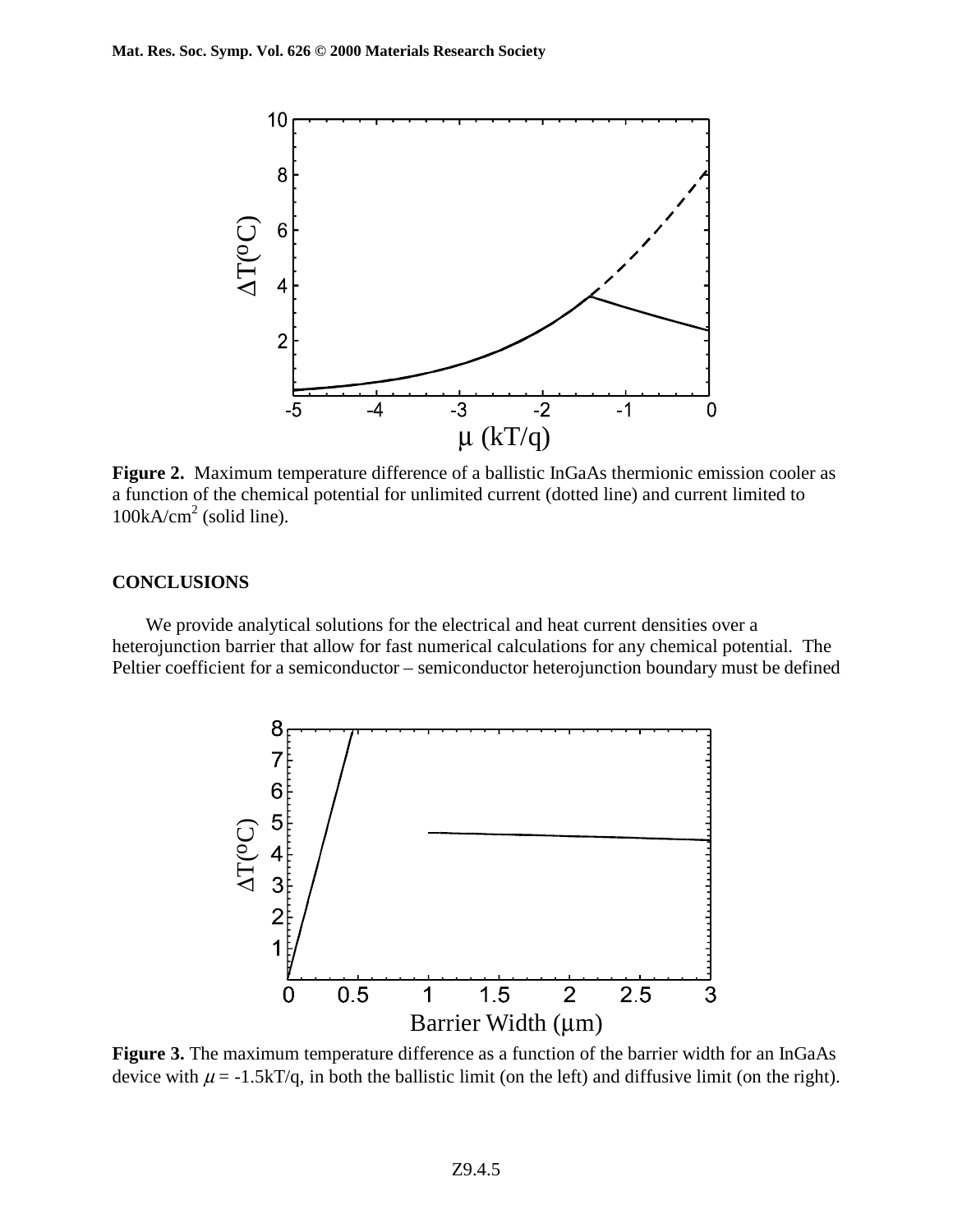**Figure 2.** Maximum temperature difference of a ballistic InGaAs thermionic emission cooler as a function of the chemical potential for unlimited current (dotted line) and current limited to $100 kA/cm^2$ (solid line).

## CONCLUSIONS

We provide analytical solutions for the electrical and heat current densities over a heterojunction barrier that allow for fast numerical calculations for any chemical potential. The Peltier coefficient for a semiconductor – semiconductor heterojunction boundary must be defined

**Figure 3.** The maximum temperature difference as a function of the barrier width for an InGaAs device with $\mu$ = -1.5kT/q, in both the ballistic limit (on the left) and diffusive limit (on the right).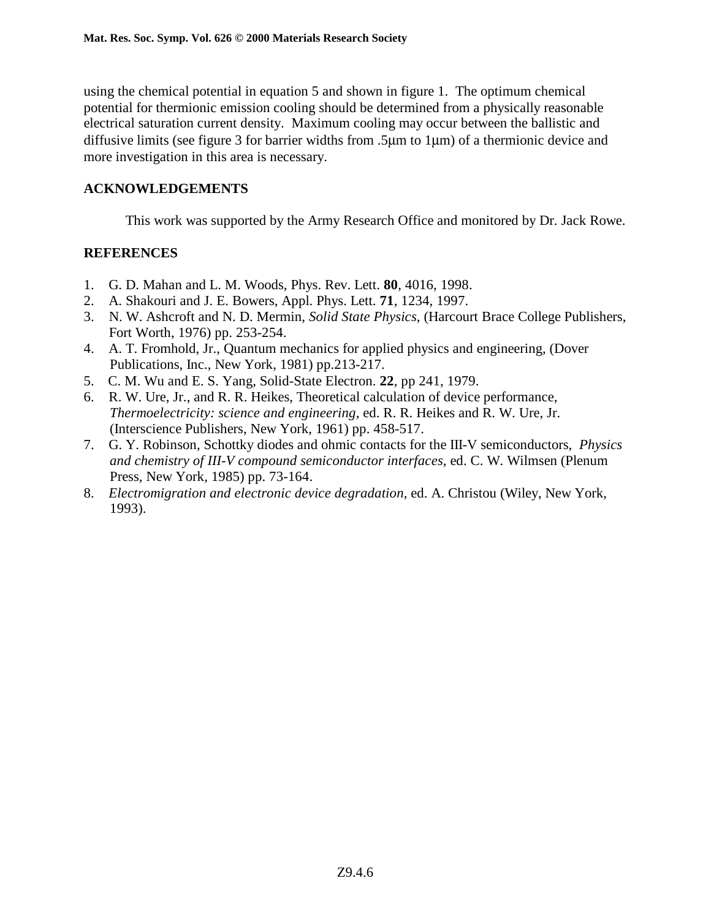using the chemical potential in equation 5 and shown in figure 1. The optimum chemical potential for thermionic emission cooling should be determined from a physically reasonable electrical saturation current density. Maximum cooling may occur between the ballistic and diffusive limits (see figure 3 for barrier widths from .5μm to 1μm) of a thermionic device and more investigation in this area is necessary.

## ACKNOWLEDGEMENTS

This work was supported by the Army Research Office and monitored by Dr. Jack Rowe.

## REFERENCES

1. G. D. Mahan and L. M. Woods, Phys. Rev. Lett. **80**, 4016, 1998.
2. A. Shakouri and J. E. Bowers, Appl. Phys. Lett. **71**, 1234, 1997.
3. N. W. Ashcroft and N. D. Mermin, *Solid State Physics*, (Harcourt Brace College Publishers, Fort Worth, 1976) pp. 253-254.
4. A. T. Fromhold, Jr., Quantum mechanics for applied physics and engineering, (Dover Publications, Inc., New York, 1981) pp.213-217.
5. C. M. Wu and E. S. Yang, Solid-State Electron. **22**, pp 241, 1979.
6. R. W. Ure, Jr., and R. R. Heikes, Theoretical calculation of device performance, *Thermoelectricity: science and engineering*, ed. R. R. Heikes and R. W. Ure, Jr. (Interscience Publishers, New York, 1961) pp. 458-517.
7. G. Y. Robinson, Schottky diodes and ohmic contacts for the III-V semiconductors, *Physics and chemistry of III-V compound semiconductor interfaces*, ed. C. W. Wilmsen (Plenum Press, New York, 1985) pp. 73-164.
8. *Electromigration and electronic device degradation*, ed. A. Christou (Wiley, New York, 1993).